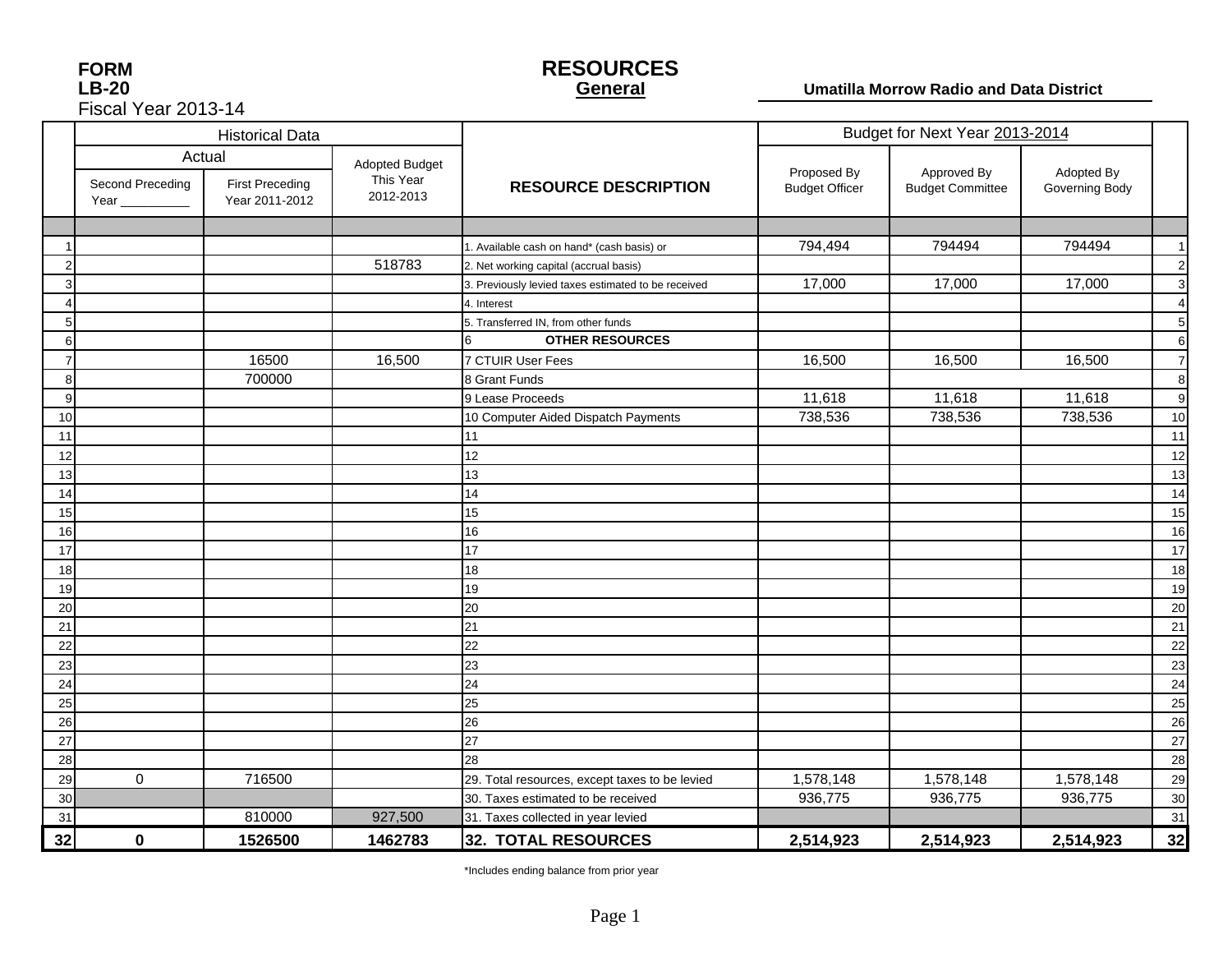**FORM**
**LB-20**
Fiscal Year 2013-14

# RESOURCES
## General

**Umatilla Morrow Radio and Data District**

| | Historical Data | | | | Budget for Next Year 2013-2014 | | | |
|---|---|---|---|---|---|---|---|---|
| | Actual | | Adopted Budget | | | | | |
| | Second Preceding Year __________ | First Preceding Year 2011-2012 | This Year 2012-2013 | **RESOURCE DESCRIPTION** | Proposed By Budget Officer | Approved By Budget Committee | Adopted By Governing Body | |
| 1 | | | | 1. Available cash on hand* (cash basis) or | 794,494 | 794494 | 794494 | 1 |
| 2 | | | 518783 | 2. Net working capital (accrual basis) | | | | 2 |
| 3 | | | | 3. Previously levied taxes estimated to be received | 17,000 | 17,000 | 17,000 | 3 |
| 4 | | | | 4. Interest | | | | 4 |
| 5 | | | | 5. Transferred IN, from other funds | | | | 5 |
| 6 | | | | 6 **OTHER RESOURCES** | | | | 6 |
| 7 | | 16500 | 16,500 | 7 CTUIR User Fees | 16,500 | 16,500 | 16,500 | 7 |
| 8 | | 700000 | | 8 Grant Funds | | | | 8 |
| 9 | | | | 9 Lease Proceeds | 11,618 | 11,618 | 11,618 | 9 |
| 10 | | | | 10 Computer Aided Dispatch Payments | 738,536 | 738,536 | 738,536 | 10 |
| 11 | | | | 11 | | | | 11 |
| 12 | | | | 12 | | | | 12 |
| 13 | | | | 13 | | | | 13 |
| 14 | | | | 14 | | | | 14 |
| 15 | | | | 15 | | | | 15 |
| 16 | | | | 16 | | | | 16 |
| 17 | | | | 17 | | | | 17 |
| 18 | | | | 18 | | | | 18 |
| 19 | | | | 19 | | | | 19 |
| 20 | | | | 20 | | | | 20 |
| 21 | | | | 21 | | | | 21 |
| 22 | | | | 22 | | | | 22 |
| 23 | | | | 23 | | | | 23 |
| 24 | | | | 24 | | | | 24 |
| 25 | | | | 25 | | | | 25 |
| 26 | | | | 26 | | | | 26 |
| 27 | | | | 27 | | | | 27 |
| 28 | | | | 28 | | | | 28 |
| 29 | 0 | 716500 | | 29. Total resources, except taxes to be levied | 1,578,148 | 1,578,148 | 1,578,148 | 29 |
| 30 | | | | 30. Taxes estimated to be received | 936,775 | 936,775 | 936,775 | 30 |
| 31 | | 810000 | 927,500 | 31. Taxes collected in year levied | | | | 31 |
| **32** | **0** | **1526500** | **1462783** | **32. TOTAL RESOURCES** | **2,514,923** | **2,514,923** | **2,514,923** | **32** |

*Includes ending balance from prior year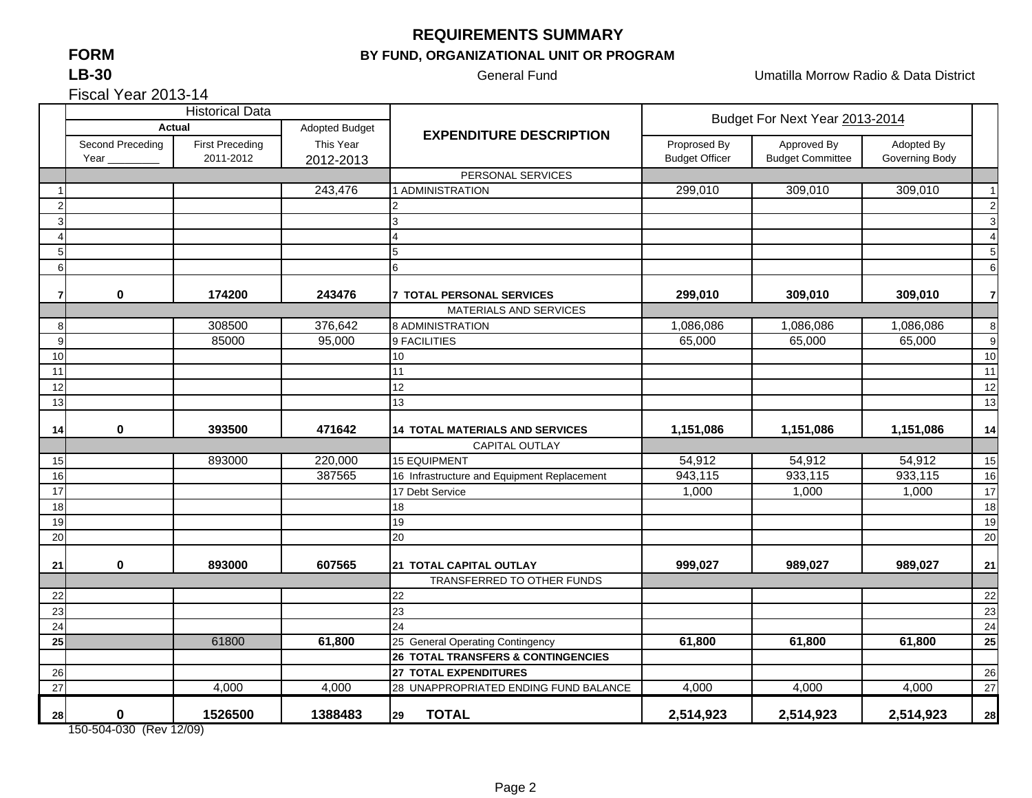# REQUIREMENTS SUMMARY

## BY FUND, ORGANIZATIONAL UNIT OR PROGRAM

**FORM LB-30**

General Fund — Umatilla Morrow Radio & Data District

Fiscal Year 2013-14

| | Historical Data | | | | Budget For Next Year 2013-2014 | | | |
|---|---|---|---|---|---|---|---|---|
| | Actual | | Adopted Budget | EXPENDITURE DESCRIPTION | | | | |
| | Second Preceding Year _________ | First Preceding 2011-2012 | This Year 2012-2013 | | Proprosed By Budget Officer | Approved By Budget Committee | Adopted By Governing Body | |
| | | | | PERSONAL SERVICES | | | | |
| 1 | | | 243,476 | 1 ADMINISTRATION | 299,010 | 309,010 | 309,010 | 1 |
| 2 | | | | 2 | | | | 2 |
| 3 | | | | 3 | | | | 3 |
| 4 | | | | 4 | | | | 4 |
| 5 | | | | 5 | | | | 5 |
| 6 | | | | 6 | | | | 6 |
| **7** | **0** | **174200** | **243476** | **7 TOTAL PERSONAL SERVICES** | **299,010** | **309,010** | **309,010** | **7** |
| | | | | MATERIALS AND SERVICES | | | | |
| 8 | | 308500 | 376,642 | 8 ADMINISTRATION | 1,086,086 | 1,086,086 | 1,086,086 | 8 |
| 9 | | 85000 | 95,000 | 9 FACILITIES | 65,000 | 65,000 | 65,000 | 9 |
| 10 | | | | 10 | | | | 10 |
| 11 | | | | 11 | | | | 11 |
| 12 | | | | 12 | | | | 12 |
| 13 | | | | 13 | | | | 13 |
| **14** | **0** | **393500** | **471642** | **14 TOTAL MATERIALS AND SERVICES** | **1,151,086** | **1,151,086** | **1,151,086** | **14** |
| | | | | CAPITAL OUTLAY | | | | |
| 15 | | 893000 | 220,000 | 15 EQUIPMENT | 54,912 | 54,912 | 54,912 | 15 |
| 16 | | | 387565 | 16 Infrastructure and Equipment Replacement | 943,115 | 933,115 | 933,115 | 16 |
| 17 | | | | 17 Debt Service | 1,000 | 1,000 | 1,000 | 17 |
| 18 | | | | 18 | | | | 18 |
| 19 | | | | 19 | | | | 19 |
| 20 | | | | 20 | | | | 20 |
| **21** | **0** | **893000** | **607565** | **21 TOTAL CAPITAL OUTLAY** | **999,027** | **989,027** | **989,027** | **21** |
| | | | | TRANSFERRED TO OTHER FUNDS | | | | |
| 22 | | | | 22 | | | | 22 |
| 23 | | | | 23 | | | | 23 |
| 24 | | | | 24 | | | | 24 |
| **25** | | 61800 | **61,800** | 25 General Operating Contingency | **61,800** | **61,800** | **61,800** | **25** |
| | | | | **26 TOTAL TRANSFERS & CONTINGENCIES** | | | | |
| 26 | | | | **27 TOTAL EXPENDITURES** | | | | 26 |
| 27 | | 4,000 | 4,000 | 28 UNAPPROPRIATED ENDING FUND BALANCE | 4,000 | 4,000 | 4,000 | 27 |
| **28** | **0** | **1526500** | **1388483** | 29 **TOTAL** | **2,514,923** | **2,514,923** | **2,514,923** | **28** |

150-504-030 (Rev 12/09)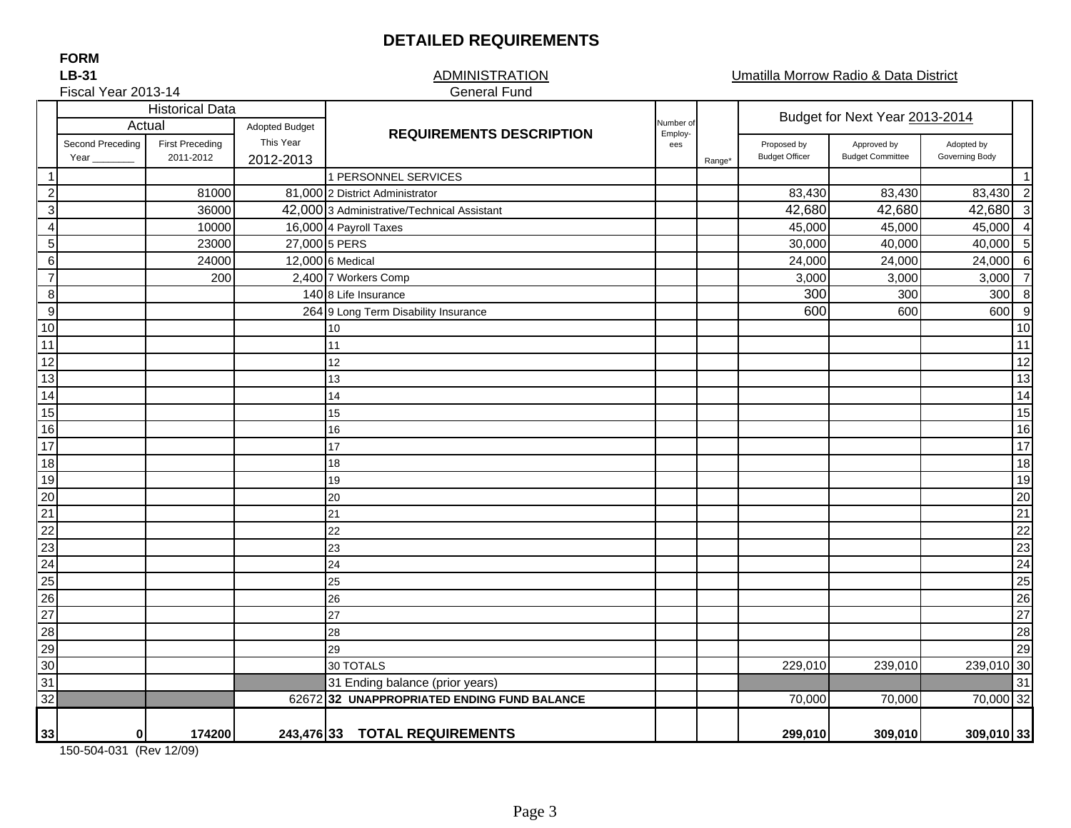# DETAILED REQUIREMENTS

**FORM**
**LB-31**
Fiscal Year 2013-14

ADMINISTRATION
General Fund

Umatilla Morrow Radio & Data District

| | Historical Data | | | REQUIREMENTS DESCRIPTION | Number of Employ-ees | Range* | Budget for Next Year 2013-2014 | | | |
|---|---|---|---|---|---|---|---|---|---|---|
| | Actual | | Adopted Budget | | | | | | | |
| | Second Preceding Year ________ | First Preceding 2011-2012 | This Year 2012-2013 | | | | Proposed by Budget Officer | Approved by Budget Committee | Adopted by Governing Body | |
| 1 | | | | 1 PERSONNEL SERVICES | | | | | | 1 |
| 2 | | 81000 | 81,000 | 2 District Administrator | | | 83,430 | 83,430 | 83,430 | 2 |
| 3 | | 36000 | 42,000 | 3 Administrative/Technical Assistant | | | 42,680 | 42,680 | 42,680 | 3 |
| 4 | | 10000 | 16,000 | 4 Payroll Taxes | | | 45,000 | 45,000 | 45,000 | 4 |
| 5 | | 23000 | 27,000 | 5 PERS | | | 30,000 | 40,000 | 40,000 | 5 |
| 6 | | 24000 | 12,000 | 6 Medical | | | 24,000 | 24,000 | 24,000 | 6 |
| 7 | | 200 | 2,400 | 7 Workers Comp | | | 3,000 | 3,000 | 3,000 | 7 |
| 8 | | | 140 | 8 Life Insurance | | | 300 | 300 | 300 | 8 |
| 9 | | | 264 | 9 Long Term Disability Insurance | | | 600 | 600 | 600 | 9 |
| 10 | | | | 10 | | | | | | 10 |
| 11 | | | | 11 | | | | | | 11 |
| 12 | | | | 12 | | | | | | 12 |
| 13 | | | | 13 | | | | | | 13 |
| 14 | | | | 14 | | | | | | 14 |
| 15 | | | | 15 | | | | | | 15 |
| 16 | | | | 16 | | | | | | 16 |
| 17 | | | | 17 | | | | | | 17 |
| 18 | | | | 18 | | | | | | 18 |
| 19 | | | | 19 | | | | | | 19 |
| 20 | | | | 20 | | | | | | 20 |
| 21 | | | | 21 | | | | | | 21 |
| 22 | | | | 22 | | | | | | 22 |
| 23 | | | | 23 | | | | | | 23 |
| 24 | | | | 24 | | | | | | 24 |
| 25 | | | | 25 | | | | | | 25 |
| 26 | | | | 26 | | | | | | 26 |
| 27 | | | | 27 | | | | | | 27 |
| 28 | | | | 28 | | | | | | 28 |
| 29 | | | | 29 | | | | | | 29 |
| 30 | | | | 30 TOTALS | | | 229,010 | 239,010 | 239,010 | 30 |
| 31 | | | | 31 Ending balance (prior years) | | | | | | 31 |
| 32 | | | 62672 | **32 UNAPPROPRIATED ENDING FUND BALANCE** | | | 70,000 | 70,000 | 70,000 | 32 |
| **33** | **0** | **174200** | **243,476** | **33 TOTAL REQUIREMENTS** | | | **299,010** | **309,010** | **309,010** | **33** |

150-504-031 (Rev 12/09)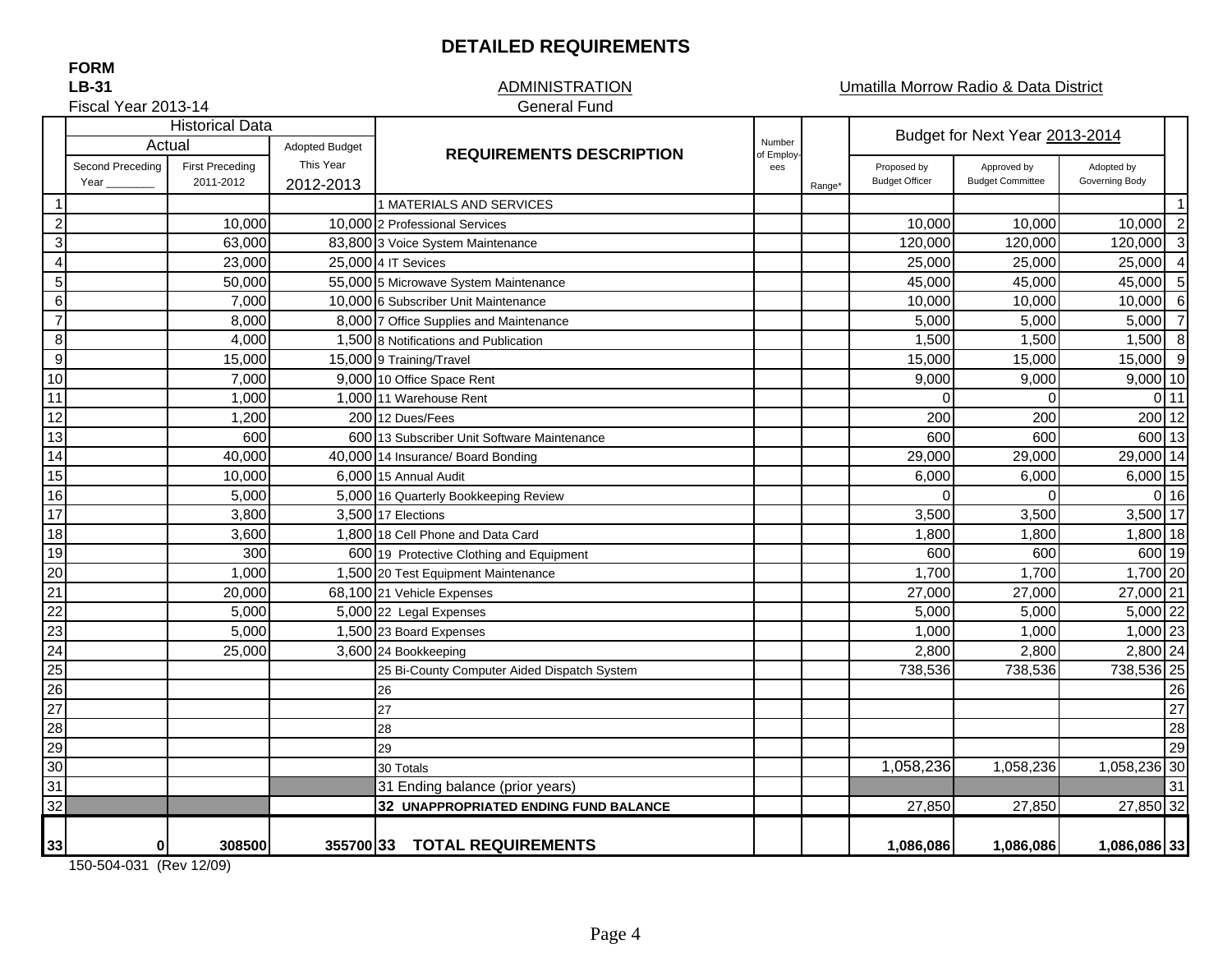# DETAILED REQUIREMENTS

**FORM**
**LB-31**

Fiscal Year 2013-14

ADMINISTRATION
General Fund

Umatilla Morrow Radio & Data District

| | Historical Data | | | REQUIREMENTS DESCRIPTION | Number of Employees | Range* | Budget for Next Year 2013-2014 | | | |
|---|---|---|---|---|---|---|---|---|---|---|
| | Actual | | Adopted Budget | | | | | | | |
| | Second Preceding Year _______ | First Preceding 2011-2012 | This Year 2012-2013 | | | | Proposed by Budget Officer | Approved by Budget Committee | Adopted by Governing Body | |
| 1 | | | | 1 MATERIALS AND SERVICES | | | | | | 1 |
| 2 | | 10,000 | 10,000 | 2 Professional Services | | | 10,000 | 10,000 | 10,000 | 2 |
| 3 | | 63,000 | 83,800 | 3 Voice System Maintenance | | | 120,000 | 120,000 | 120,000 | 3 |
| 4 | | 23,000 | 25,000 | 4 IT Sevices | | | 25,000 | 25,000 | 25,000 | 4 |
| 5 | | 50,000 | 55,000 | 5 Microwave System Maintenance | | | 45,000 | 45,000 | 45,000 | 5 |
| 6 | | 7,000 | 10,000 | 6 Subscriber Unit Maintenance | | | 10,000 | 10,000 | 10,000 | 6 |
| 7 | | 8,000 | 8,000 | 7 Office Supplies and Maintenance | | | 5,000 | 5,000 | 5,000 | 7 |
| 8 | | 4,000 | 1,500 | 8 Notifications and Publication | | | 1,500 | 1,500 | 1,500 | 8 |
| 9 | | 15,000 | 15,000 | 9 Training/Travel | | | 15,000 | 15,000 | 15,000 | 9 |
| 10 | | 7,000 | 9,000 | 10 Office Space Rent | | | 9,000 | 9,000 | 9,000 | 10 |
| 11 | | 1,000 | 1,000 | 11 Warehouse Rent | | | 0 | 0 | 0 | 11 |
| 12 | | 1,200 | 200 | 12 Dues/Fees | | | 200 | 200 | 200 | 12 |
| 13 | | 600 | 600 | 13 Subscriber Unit Software Maintenance | | | 600 | 600 | 600 | 13 |
| 14 | | 40,000 | 40,000 | 14 Insurance/ Board Bonding | | | 29,000 | 29,000 | 29,000 | 14 |
| 15 | | 10,000 | 6,000 | 15 Annual Audit | | | 6,000 | 6,000 | 6,000 | 15 |
| 16 | | 5,000 | 5,000 | 16 Quarterly Bookkeeping Review | | | 0 | 0 | 0 | 16 |
| 17 | | 3,800 | 3,500 | 17 Elections | | | 3,500 | 3,500 | 3,500 | 17 |
| 18 | | 3,600 | 1,800 | 18 Cell Phone and Data Card | | | 1,800 | 1,800 | 1,800 | 18 |
| 19 | | 300 | 600 | 19 Protective Clothing and Equipment | | | 600 | 600 | 600 | 19 |
| 20 | | 1,000 | 1,500 | 20 Test Equipment Maintenance | | | 1,700 | 1,700 | 1,700 | 20 |
| 21 | | 20,000 | 68,100 | 21 Vehicle Expenses | | | 27,000 | 27,000 | 27,000 | 21 |
| 22 | | 5,000 | 5,000 | 22 Legal Expenses | | | 5,000 | 5,000 | 5,000 | 22 |
| 23 | | 5,000 | 1,500 | 23 Board Expenses | | | 1,000 | 1,000 | 1,000 | 23 |
| 24 | | 25,000 | 3,600 | 24 Bookkeeping | | | 2,800 | 2,800 | 2,800 | 24 |
| 25 | | | | 25 Bi-County Computer Aided Dispatch System | | | 738,536 | 738,536 | 738,536 | 25 |
| 26 | | | | 26 | | | | | | 26 |
| 27 | | | | 27 | | | | | | 27 |
| 28 | | | | 28 | | | | | | 28 |
| 29 | | | | 29 | | | | | | 29 |
| 30 | | | | 30 Totals | | | 1,058,236 | 1,058,236 | 1,058,236 | 30 |
| 31 | | | | 31 Ending balance (prior years) | | | | | | 31 |
| 32 | | | | **32 UNAPPROPRIATED ENDING FUND BALANCE** | | | 27,850 | 27,850 | 27,850 | 32 |
| 33 | 0 | 308500 | 355700 | **33 TOTAL REQUIREMENTS** | | | **1,086,086** | **1,086,086** | **1,086,086** | 33 |

150-504-031 (Rev 12/09)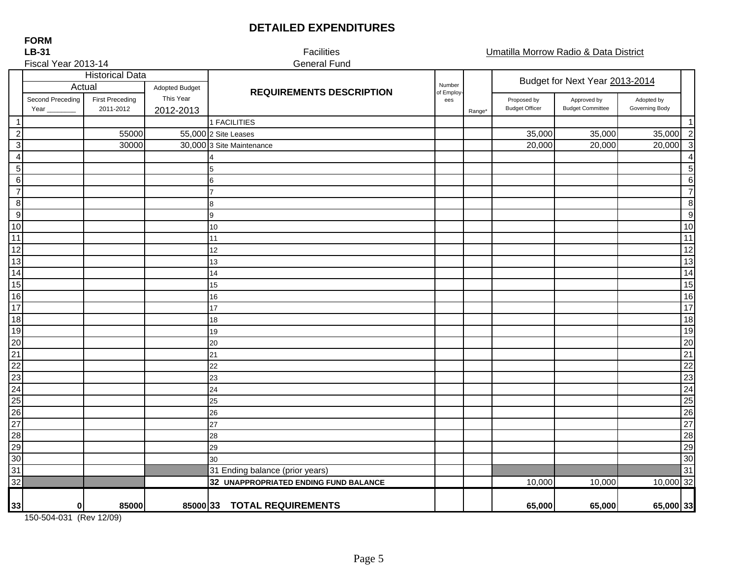# DETAILED EXPENDITURES

**FORM**
**LB-31**

Fiscal Year 2013-14

Facilities
General Fund

Umatilla Morrow Radio & Data District

| | Historical Data | | | REQUIREMENTS DESCRIPTION | Number of Employees | Range* | Budget for Next Year 2013-2014 | | | |
|---|---|---|---|---|---|---|---|---|---|---|
| | Actual | | Adopted Budget | | | | | | | |
| | Second Preceding Year _______ | First Preceding 2011-2012 | This Year 2012-2013 | | | | Proposed by Budget Officer | Approved by Budget Committee | Adopted by Governing Body | |
| 1 | | | | 1 FACILITIES | | | | | | 1 |
| 2 | | 55000 | 55,000 | 2 Site Leases | | | 35,000 | 35,000 | 35,000 | 2 |
| 3 | | 30000 | 30,000 | 3 Site Maintenance | | | 20,000 | 20,000 | 20,000 | 3 |
| 4 | | | | 4 | | | | | | 4 |
| 5 | | | | 5 | | | | | | 5 |
| 6 | | | | 6 | | | | | | 6 |
| 7 | | | | 7 | | | | | | 7 |
| 8 | | | | 8 | | | | | | 8 |
| 9 | | | | 9 | | | | | | 9 |
| 10 | | | | 10 | | | | | | 10 |
| 11 | | | | 11 | | | | | | 11 |
| 12 | | | | 12 | | | | | | 12 |
| 13 | | | | 13 | | | | | | 13 |
| 14 | | | | 14 | | | | | | 14 |
| 15 | | | | 15 | | | | | | 15 |
| 16 | | | | 16 | | | | | | 16 |
| 17 | | | | 17 | | | | | | 17 |
| 18 | | | | 18 | | | | | | 18 |
| 19 | | | | 19 | | | | | | 19 |
| 20 | | | | 20 | | | | | | 20 |
| 21 | | | | 21 | | | | | | 21 |
| 22 | | | | 22 | | | | | | 22 |
| 23 | | | | 23 | | | | | | 23 |
| 24 | | | | 24 | | | | | | 24 |
| 25 | | | | 25 | | | | | | 25 |
| 26 | | | | 26 | | | | | | 26 |
| 27 | | | | 27 | | | | | | 27 |
| 28 | | | | 28 | | | | | | 28 |
| 29 | | | | 29 | | | | | | 29 |
| 30 | | | | 30 | | | | | | 30 |
| 31 | | | | 31 Ending balance (prior years) | | | | | | 31 |
| 32 | | | | **32 UNAPPROPRIATED ENDING FUND BALANCE** | | | 10,000 | 10,000 | 10,000 | 32 |
| **33** | **0** | **85000** | **85000** | **33 TOTAL REQUIREMENTS** | | | **65,000** | **65,000** | **65,000** | **33** |

150-504-031 (Rev 12/09)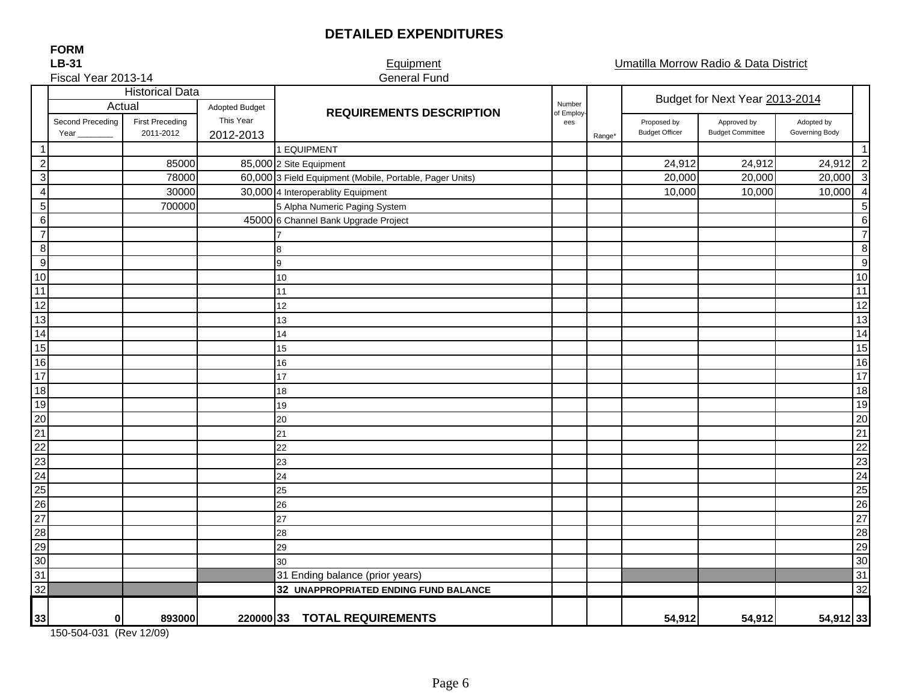# DETAILED EXPENDITURES

**FORM**
**LB-31**
Fiscal Year 2013-14

Equipment
General Fund

Umatilla Morrow Radio & Data District

| | Historical Data | | | REQUIREMENTS DESCRIPTION | Number of Employees | Range* | Budget for Next Year 2013-2014 | | | |
|---|---|---|---|---|---|---|---|---|---|---|
| | Actual | | Adopted Budget | | | | | | | |
| | Second Preceding Year _______ | First Preceding 2011-2012 | This Year 2012-2013 | | | | Proposed by Budget Officer | Approved by Budget Committee | Adopted by Governing Body | |
| 1 | | | | 1 EQUIPMENT | | | | | | 1 |
| 2 | | 85000 | 85,000 | 2 Site Equipment | | | 24,912 | 24,912 | 24,912 | 2 |
| 3 | | 78000 | 60,000 | 3 Field Equipment (Mobile, Portable, Pager Units) | | | 20,000 | 20,000 | 20,000 | 3 |
| 4 | | 30000 | 30,000 | 4 Interoperablity Equipment | | | 10,000 | 10,000 | 10,000 | 4 |
| 5 | | 700000 | | 5 Alpha Numeric Paging System | | | | | | 5 |
| 6 | | | 45000 | 6 Channel Bank Upgrade Project | | | | | | 6 |
| 7 | | | | 7 | | | | | | 7 |
| 8 | | | | 8 | | | | | | 8 |
| 9 | | | | 9 | | | | | | 9 |
| 10 | | | | 10 | | | | | | 10 |
| 11 | | | | 11 | | | | | | 11 |
| 12 | | | | 12 | | | | | | 12 |
| 13 | | | | 13 | | | | | | 13 |
| 14 | | | | 14 | | | | | | 14 |
| 15 | | | | 15 | | | | | | 15 |
| 16 | | | | 16 | | | | | | 16 |
| 17 | | | | 17 | | | | | | 17 |
| 18 | | | | 18 | | | | | | 18 |
| 19 | | | | 19 | | | | | | 19 |
| 20 | | | | 20 | | | | | | 20 |
| 21 | | | | 21 | | | | | | 21 |
| 22 | | | | 22 | | | | | | 22 |
| 23 | | | | 23 | | | | | | 23 |
| 24 | | | | 24 | | | | | | 24 |
| 25 | | | | 25 | | | | | | 25 |
| 26 | | | | 26 | | | | | | 26 |
| 27 | | | | 27 | | | | | | 27 |
| 28 | | | | 28 | | | | | | 28 |
| 29 | | | | 29 | | | | | | 29 |
| 30 | | | | 30 | | | | | | 30 |
| 31 | | | | 31 Ending balance (prior years) | | | | | | 31 |
| 32 | | | | **32 UNAPPROPRIATED ENDING FUND BALANCE** | | | | | | 32 |
| 33 | **0** | **893000** | **220000** | **33 TOTAL REQUIREMENTS** | | | **54,912** | **54,912** | **54,912** | **33** |

150-504-031 (Rev 12/09)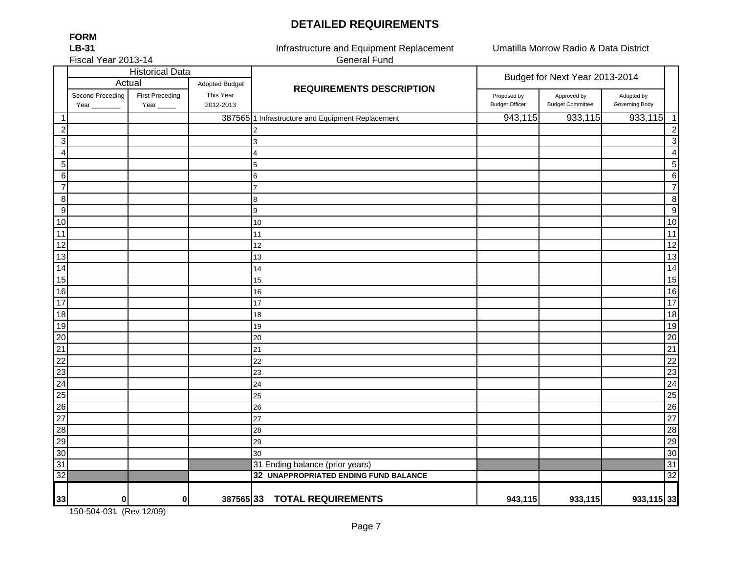# DETAILED REQUIREMENTS

**FORM**
**LB-31**
Fiscal Year 2013-14

Infrastructure and Equipment Replacement
General Fund

Umatilla Morrow Radio & Data District

| | Historical Data | | | REQUIREMENTS DESCRIPTION | Budget for Next Year 2013-2014 | | | |
|---|---|---|---|---|---|---|---|---|
| | Actual | | Adopted Budget | | | | | |
| | Second Preceding Year ________ | First Preceding Year _____ | This Year 2012-2013 | | Proposed by Budget Officer | Approved by Budget Committee | Adopted by Governing Body | |
| 1 | | | 387565 | 1 Infrastructure and Equipment Replacement | 943,115 | 933,115 | 933,115 | 1 |
| 2 | | | | 2 | | | | 2 |
| 3 | | | | 3 | | | | 3 |
| 4 | | | | 4 | | | | 4 |
| 5 | | | | 5 | | | | 5 |
| 6 | | | | 6 | | | | 6 |
| 7 | | | | 7 | | | | 7 |
| 8 | | | | 8 | | | | 8 |
| 9 | | | | 9 | | | | 9 |
| 10 | | | | 10 | | | | 10 |
| 11 | | | | 11 | | | | 11 |
| 12 | | | | 12 | | | | 12 |
| 13 | | | | 13 | | | | 13 |
| 14 | | | | 14 | | | | 14 |
| 15 | | | | 15 | | | | 15 |
| 16 | | | | 16 | | | | 16 |
| 17 | | | | 17 | | | | 17 |
| 18 | | | | 18 | | | | 18 |
| 19 | | | | 19 | | | | 19 |
| 20 | | | | 20 | | | | 20 |
| 21 | | | | 21 | | | | 21 |
| 22 | | | | 22 | | | | 22 |
| 23 | | | | 23 | | | | 23 |
| 24 | | | | 24 | | | | 24 |
| 25 | | | | 25 | | | | 25 |
| 26 | | | | 26 | | | | 26 |
| 27 | | | | 27 | | | | 27 |
| 28 | | | | 28 | | | | 28 |
| 29 | | | | 29 | | | | 29 |
| 30 | | | | 30 | | | | 30 |
| 31 | | | | 31 Ending balance (prior years) | | | | 31 |
| 32 | | | | **32 UNAPPROPRIATED ENDING FUND BALANCE** | | | | 32 |
| 33 | 0 | 0 | 387565 | **33 TOTAL REQUIREMENTS** | 943,115 | 933,115 | 933,115 | 33 |

150-504-031 (Rev 12/09)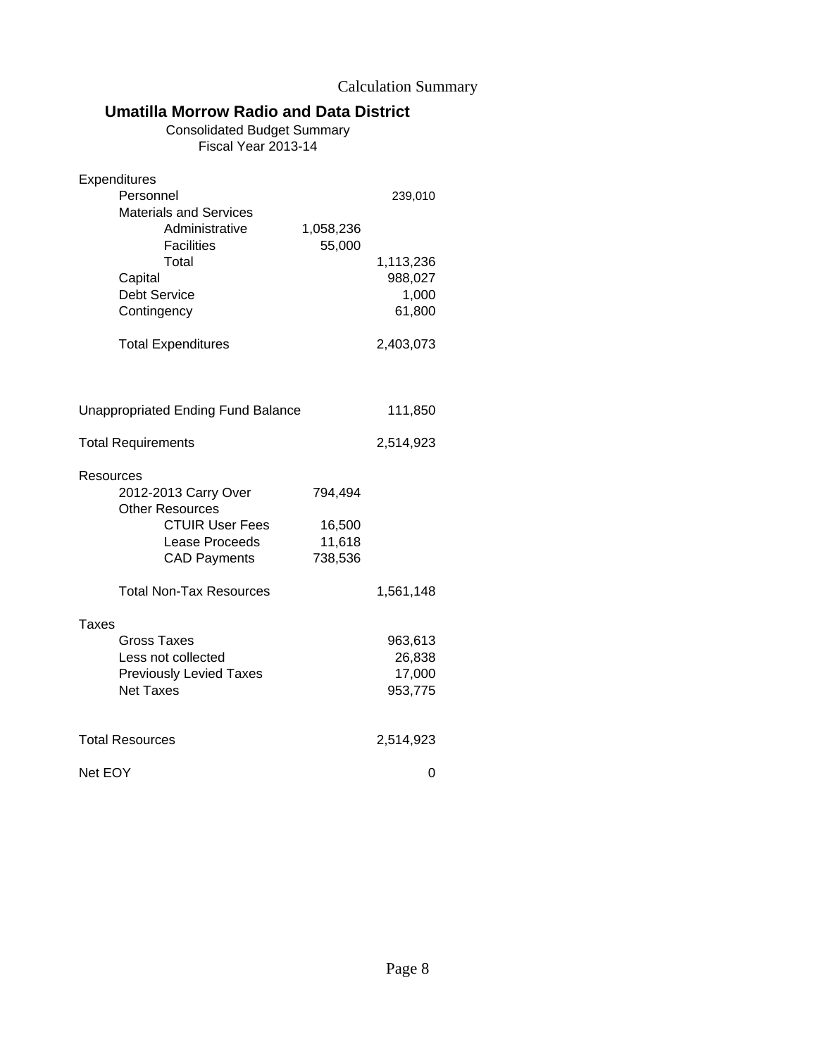Calculation Summary

## Umatilla Morrow Radio and Data District

Consolidated Budget Summary
Fiscal Year 2013-14

| | | |
|---|---|---|
| **Expenditures** | | |
| Personnel | | 239,010 |
| Materials and Services | | |
| Administrative | 1,058,236 | |
| Facilities | 55,000 | |
| Total | | 1,113,236 |
| Capital | | 988,027 |
| Debt Service | | 1,000 |
| Contingency | | 61,800 |
| Total Expenditures | | 2,403,073 |
| Unappropriated Ending Fund Balance | | 111,850 |
| Total Requirements | | 2,514,923 |
| **Resources** | | |
| 2012-2013 Carry Over | 794,494 | |
| Other Resources | | |
| CTUIR User Fees | 16,500 | |
| Lease Proceeds | 11,618 | |
| CAD Payments | 738,536 | |
| Total Non-Tax Resources | | 1,561,148 |
| **Taxes** | | |
| Gross Taxes | | 963,613 |
| Less not collected | | 26,838 |
| Previously Levied Taxes | | 17,000 |
| Net Taxes | | 953,775 |
| Total Resources | | 2,514,923 |
| Net EOY | | 0 |